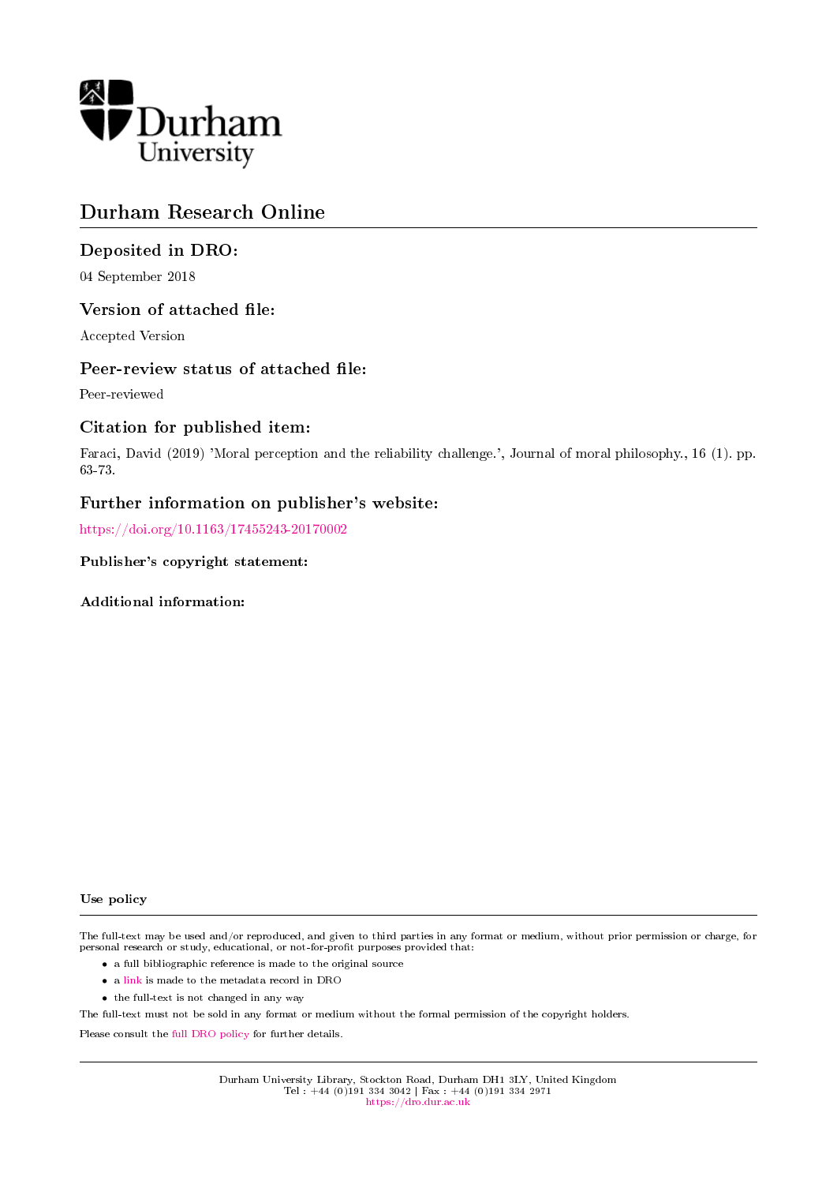Durham University

# Durham Research Online

## Deposited in DRO:

04 September 2018

## Version of attached file:

Accepted Version

## Peer-review status of attached file:

Peer-reviewed

## Citation for published item:

Faraci, David (2019) 'Moral perception and the reliability challenge.', Journal of moral philosophy., 16 (1). pp. 63-73.

## Further information on publisher's website:

https://doi.org/10.1163/17455243-20170002

**Publisher's copyright statement:**

**Additional information:**

**Use policy**

The full-text may be used and/or reproduced, and given to third parties in any format or medium, without prior permission or charge, for personal research or study, educational, or not-for-profit purposes provided that:

- a full bibliographic reference is made to the original source
- a link is made to the metadata record in DRO
- the full-text is not changed in any way

The full-text must not be sold in any format or medium without the formal permission of the copyright holders.

Please consult the full DRO policy for further details.

Durham University Library, Stockton Road, Durham DH1 3LY, United Kingdom
Tel : +44 (0)191 334 3042 | Fax : +44 (0)191 334 2971
https://dro.dur.ac.uk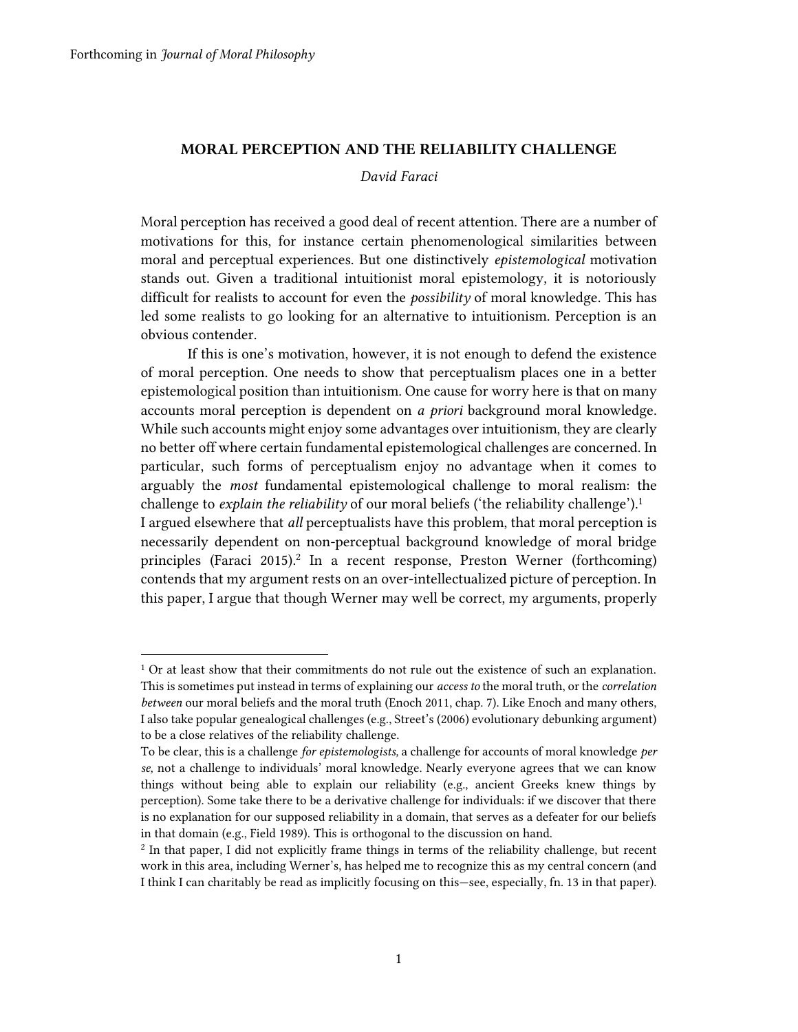Forthcoming in *Journal of Moral Philosophy*

**MORAL PERCEPTION AND THE RELIABILITY CHALLENGE**

*David Faraci*

Moral perception has received a good deal of recent attention. There are a number of motivations for this, for instance certain phenomenological similarities between moral and perceptual experiences. But one distinctively *epistemological* motivation stands out. Given a traditional intuitionist moral epistemology, it is notoriously difficult for realists to account for even the *possibility* of moral knowledge. This has led some realists to go looking for an alternative to intuitionism. Perception is an obvious contender.

If this is one's motivation, however, it is not enough to defend the existence of moral perception. One needs to show that perceptualism places one in a better epistemological position than intuitionism. One cause for worry here is that on many accounts moral perception is dependent on *a priori* background moral knowledge. While such accounts might enjoy some advantages over intuitionism, they are clearly no better off where certain fundamental epistemological challenges are concerned. In particular, such forms of perceptualism enjoy no advantage when it comes to arguably the *most* fundamental epistemological challenge to moral realism: the challenge to *explain the reliability* of our moral beliefs ('the reliability challenge').[1]

I argued elsewhere that *all* perceptualists have this problem, that moral perception is necessarily dependent on non-perceptual background knowledge of moral bridge principles (Faraci 2015).[2] In a recent response, Preston Werner (forthcoming) contends that my argument rests on an over-intellectualized picture of perception. In this paper, I argue that though Werner may well be correct, my arguments, properly

---

[1] Or at least show that their commitments do not rule out the existence of such an explanation. This is sometimes put instead in terms of explaining our *access to* the moral truth, or the *correlation between* our moral beliefs and the moral truth (Enoch 2011, chap. 7). Like Enoch and many others, I also take popular genealogical challenges (e.g., Street's (2006) evolutionary debunking argument) to be a close relatives of the reliability challenge.

To be clear, this is a challenge *for epistemologists,* a challenge for accounts of moral knowledge *per se,* not a challenge to individuals' moral knowledge. Nearly everyone agrees that we can know things without being able to explain our reliability (e.g., ancient Greeks knew things by perception). Some take there to be a derivative challenge for individuals: if we discover that there is no explanation for our supposed reliability in a domain, that serves as a defeater for our beliefs in that domain (e.g., Field 1989). This is orthogonal to the discussion on hand.

[2] In that paper, I did not explicitly frame things in terms of the reliability challenge, but recent work in this area, including Werner's, has helped me to recognize this as my central concern (and I think I can charitably be read as implicitly focusing on this—see, especially, fn. 13 in that paper).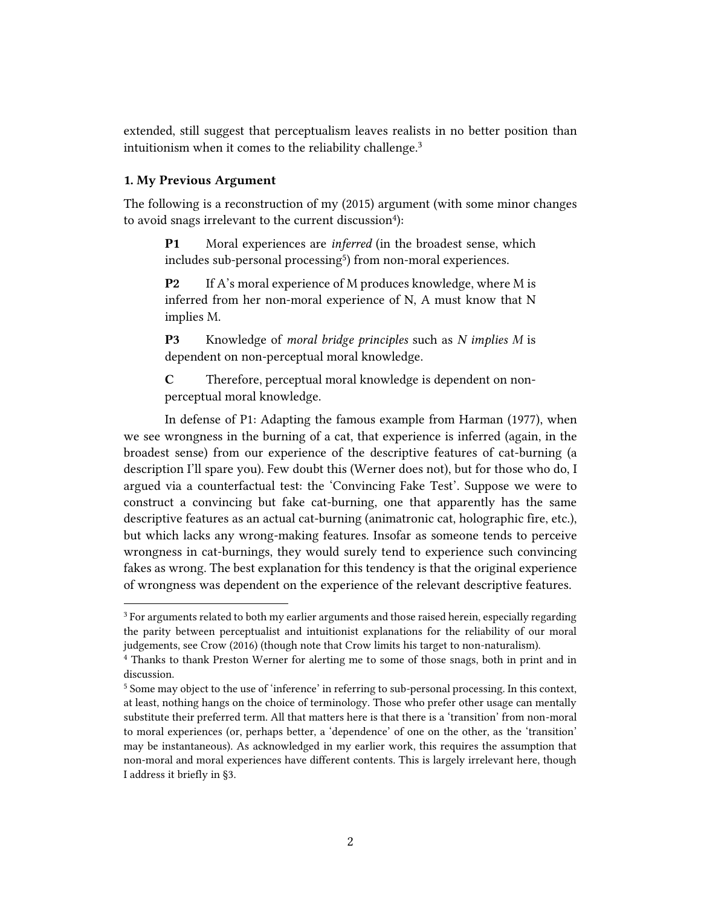extended, still suggest that perceptualism leaves realists in no better position than intuitionism when it comes to the reliability challenge.[3]

### 1. My Previous Argument

The following is a reconstruction of my (2015) argument (with some minor changes to avoid snags irrelevant to the current discussion[4]):

> **P1** Moral experiences are *inferred* (in the broadest sense, which includes sub-personal processing[5]) from non-moral experiences.
>
> **P2** If A's moral experience of M produces knowledge, where M is inferred from her non-moral experience of N, A must know that N implies M.
>
> **P3** Knowledge of *moral bridge principles* such as *N implies M* is dependent on non-perceptual moral knowledge.
>
> **C** Therefore, perceptual moral knowledge is dependent on non-perceptual moral knowledge.

In defense of P1: Adapting the famous example from Harman (1977), when we see wrongness in the burning of a cat, that experience is inferred (again, in the broadest sense) from our experience of the descriptive features of cat-burning (a description I'll spare you). Few doubt this (Werner does not), but for those who do, I argued via a counterfactual test: the 'Convincing Fake Test'. Suppose we were to construct a convincing but fake cat-burning, one that apparently has the same descriptive features as an actual cat-burning (animatronic cat, holographic fire, etc.), but which lacks any wrong-making features. Insofar as someone tends to perceive wrongness in cat-burnings, they would surely tend to experience such convincing fakes as wrong. The best explanation for this tendency is that the original experience of wrongness was dependent on the experience of the relevant descriptive features.

---

[3] For arguments related to both my earlier arguments and those raised herein, especially regarding the parity between perceptualist and intuitionist explanations for the reliability of our moral judgements, see Crow (2016) (though note that Crow limits his target to non-naturalism).

[4] Thanks to thank Preston Werner for alerting me to some of those snags, both in print and in discussion.

[5] Some may object to the use of 'inference' in referring to sub-personal processing. In this context, at least, nothing hangs on the choice of terminology. Those who prefer other usage can mentally substitute their preferred term. All that matters here is that there is a 'transition' from non-moral to moral experiences (or, perhaps better, a 'dependence' of one on the other, as the 'transition' may be instantaneous). As acknowledged in my earlier work, this requires the assumption that non-moral and moral experiences have different contents. This is largely irrelevant here, though I address it briefly in §3.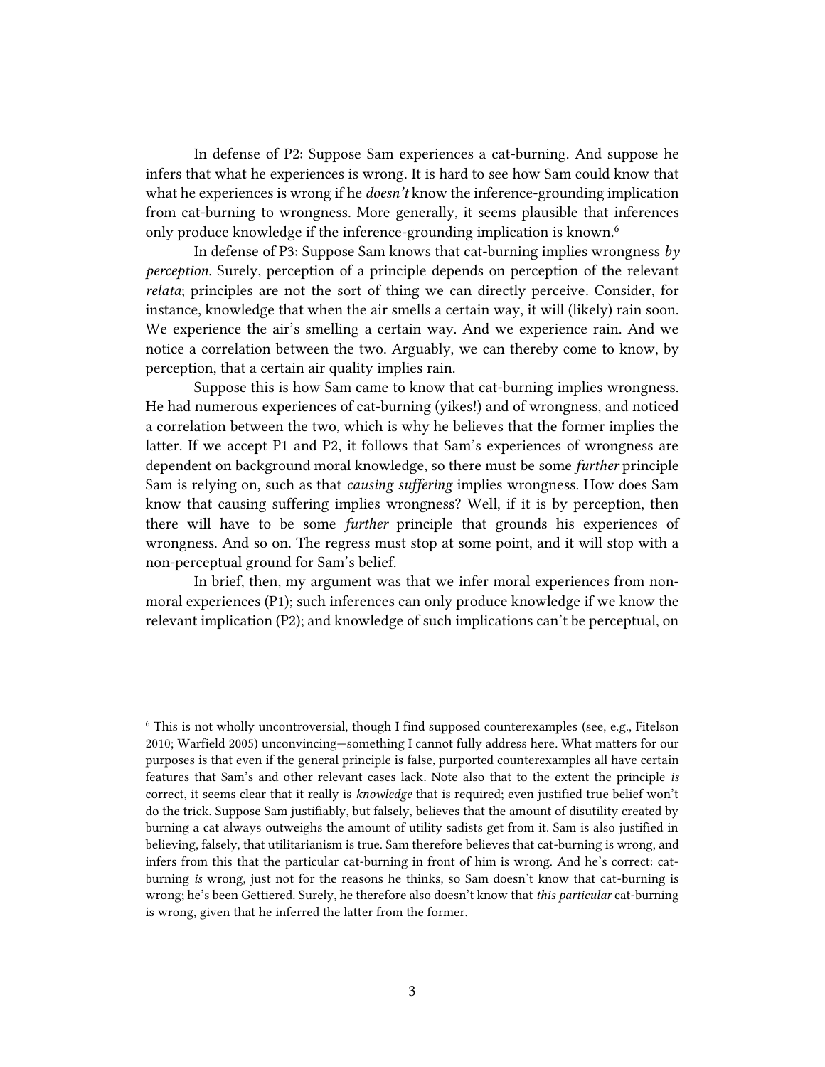In defense of P2: Suppose Sam experiences a cat-burning. And suppose he infers that what he experiences is wrong. It is hard to see how Sam could know that what he experiences is wrong if he *doesn't* know the inference-grounding implication from cat-burning to wrongness. More generally, it seems plausible that inferences only produce knowledge if the inference-grounding implication is known.[6]

In defense of P3: Suppose Sam knows that cat-burning implies wrongness *by perception.* Surely, perception of a principle depends on perception of the relevant *relata*; principles are not the sort of thing we can directly perceive. Consider, for instance, knowledge that when the air smells a certain way, it will (likely) rain soon. We experience the air's smelling a certain way. And we experience rain. And we notice a correlation between the two. Arguably, we can thereby come to know, by perception, that a certain air quality implies rain.

Suppose this is how Sam came to know that cat-burning implies wrongness. He had numerous experiences of cat-burning (yikes!) and of wrongness, and noticed a correlation between the two, which is why he believes that the former implies the latter. If we accept P1 and P2, it follows that Sam's experiences of wrongness are dependent on background moral knowledge, so there must be some *further* principle Sam is relying on, such as that *causing suffering* implies wrongness. How does Sam know that causing suffering implies wrongness? Well, if it is by perception, then there will have to be some *further* principle that grounds his experiences of wrongness. And so on. The regress must stop at some point, and it will stop with a non-perceptual ground for Sam's belief.

In brief, then, my argument was that we infer moral experiences from non-moral experiences (P1); such inferences can only produce knowledge if we know the relevant implication (P2); and knowledge of such implications can't be perceptual, on

---

[6] This is not wholly uncontroversial, though I find supposed counterexamples (see, e.g., Fitelson 2010; Warfield 2005) unconvincing—something I cannot fully address here. What matters for our purposes is that even if the general principle is false, purported counterexamples all have certain features that Sam's and other relevant cases lack. Note also that to the extent the principle *is* correct, it seems clear that it really is *knowledge* that is required; even justified true belief won't do the trick. Suppose Sam justifiably, but falsely, believes that the amount of disutility created by burning a cat always outweighs the amount of utility sadists get from it. Sam is also justified in believing, falsely, that utilitarianism is true. Sam therefore believes that cat-burning is wrong, and infers from this that the particular cat-burning in front of him is wrong. And he's correct: cat-burning *is* wrong, just not for the reasons he thinks, so Sam doesn't know that cat-burning is wrong; he's been Gettiered. Surely, he therefore also doesn't know that *this particular* cat-burning is wrong, given that he inferred the latter from the former.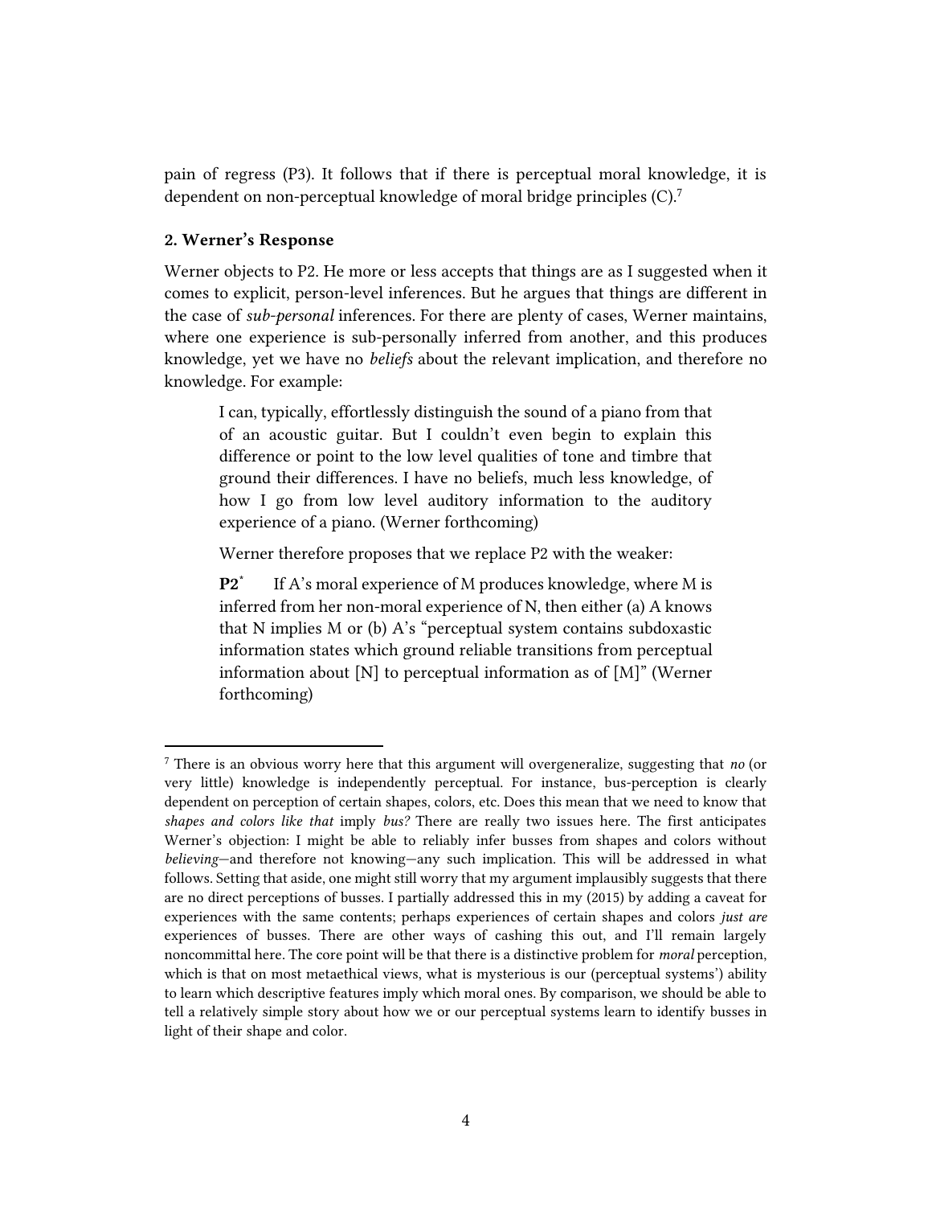pain of regress (P3). It follows that if there is perceptual moral knowledge, it is dependent on non-perceptual knowledge of moral bridge principles (C).[7]

## 2. Werner's Response

Werner objects to P2. He more or less accepts that things are as I suggested when it comes to explicit, person-level inferences. But he argues that things are different in the case of *sub-personal* inferences. For there are plenty of cases, Werner maintains, where one experience is sub-personally inferred from another, and this produces knowledge, yet we have no *beliefs* about the relevant implication, and therefore no knowledge. For example:

> I can, typically, effortlessly distinguish the sound of a piano from that of an acoustic guitar. But I couldn't even begin to explain this difference or point to the low level qualities of tone and timbre that ground their differences. I have no beliefs, much less knowledge, of how I go from low level auditory information to the auditory experience of a piano. (Werner forthcoming)

> Werner therefore proposes that we replace P2 with the weaker:

> **P2***  If A's moral experience of M produces knowledge, where M is inferred from her non-moral experience of N, then either (a) A knows that N implies M or (b) A's "perceptual system contains subdoxastic information states which ground reliable transitions from perceptual information about [N] to perceptual information as of [M]" (Werner forthcoming)

---

[7] There is an obvious worry here that this argument will overgeneralize, suggesting that *no* (or very little) knowledge is independently perceptual. For instance, bus-perception is clearly dependent on perception of certain shapes, colors, etc. Does this mean that we need to know that *shapes and colors like that* imply *bus?* There are really two issues here. The first anticipates Werner's objection: I might be able to reliably infer busses from shapes and colors without *believing*—and therefore not knowing—any such implication. This will be addressed in what follows. Setting that aside, one might still worry that my argument implausibly suggests that there are no direct perceptions of busses. I partially addressed this in my (2015) by adding a caveat for experiences with the same contents; perhaps experiences of certain shapes and colors *just are* experiences of busses. There are other ways of cashing this out, and I'll remain largely noncommittal here. The core point will be that there is a distinctive problem for *moral* perception, which is that on most metaethical views, what is mysterious is our (perceptual systems') ability to learn which descriptive features imply which moral ones. By comparison, we should be able to tell a relatively simple story about how we or our perceptual systems learn to identify busses in light of their shape and color.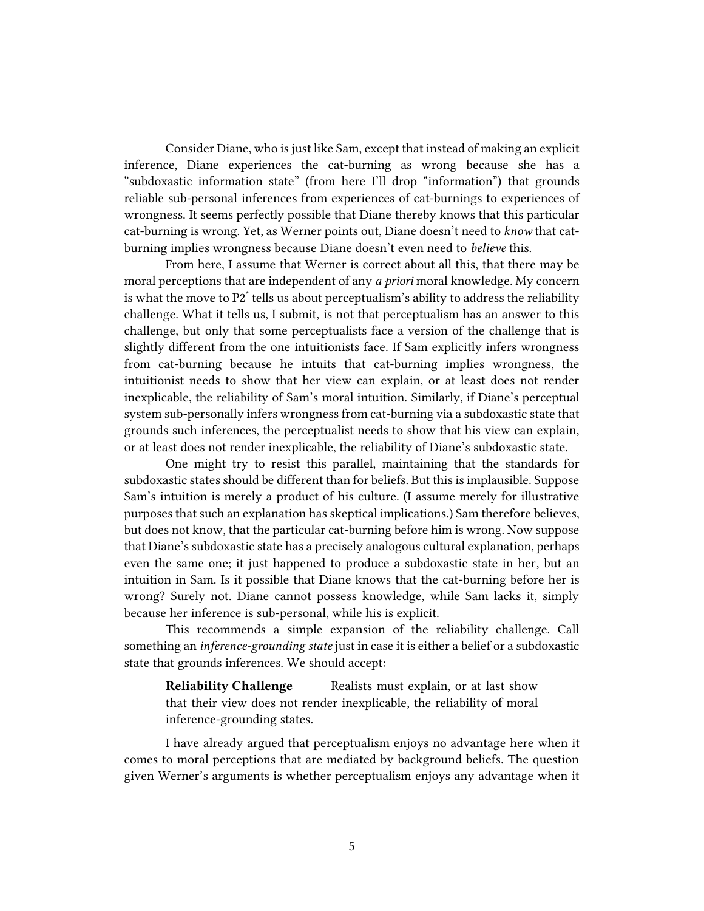Consider Diane, who is just like Sam, except that instead of making an explicit inference, Diane experiences the cat-burning as wrong because she has a "subdoxastic information state" (from here I'll drop "information") that grounds reliable sub-personal inferences from experiences of cat-burnings to experiences of wrongness. It seems perfectly possible that Diane thereby knows that this particular cat-burning is wrong. Yet, as Werner points out, Diane doesn't need to *know* that cat-burning implies wrongness because Diane doesn't even need to *believe* this.

From here, I assume that Werner is correct about all this, that there may be moral perceptions that are independent of any *a priori* moral knowledge. My concern is what the move to P2* tells us about perceptualism's ability to address the reliability challenge. What it tells us, I submit, is not that perceptualism has an answer to this challenge, but only that some perceptualists face a version of the challenge that is slightly different from the one intuitionists face. If Sam explicitly infers wrongness from cat-burning because he intuits that cat-burning implies wrongness, the intuitionist needs to show that her view can explain, or at least does not render inexplicable, the reliability of Sam's moral intuition. Similarly, if Diane's perceptual system sub-personally infers wrongness from cat-burning via a subdoxastic state that grounds such inferences, the perceptualist needs to show that his view can explain, or at least does not render inexplicable, the reliability of Diane's subdoxastic state.

One might try to resist this parallel, maintaining that the standards for subdoxastic states should be different than for beliefs. But this is implausible. Suppose Sam's intuition is merely a product of his culture. (I assume merely for illustrative purposes that such an explanation has skeptical implications.) Sam therefore believes, but does not know, that the particular cat-burning before him is wrong. Now suppose that Diane's subdoxastic state has a precisely analogous cultural explanation, perhaps even the same one; it just happened to produce a subdoxastic state in her, but an intuition in Sam. Is it possible that Diane knows that the cat-burning before her is wrong? Surely not. Diane cannot possess knowledge, while Sam lacks it, simply because her inference is sub-personal, while his is explicit.

This recommends a simple expansion of the reliability challenge. Call something an *inference-grounding state* just in case it is either a belief or a subdoxastic state that grounds inferences. We should accept:

> **Reliability Challenge** Realists must explain, or at last show that their view does not render inexplicable, the reliability of moral inference-grounding states.

I have already argued that perceptualism enjoys no advantage here when it comes to moral perceptions that are mediated by background beliefs. The question given Werner's arguments is whether perceptualism enjoys any advantage when it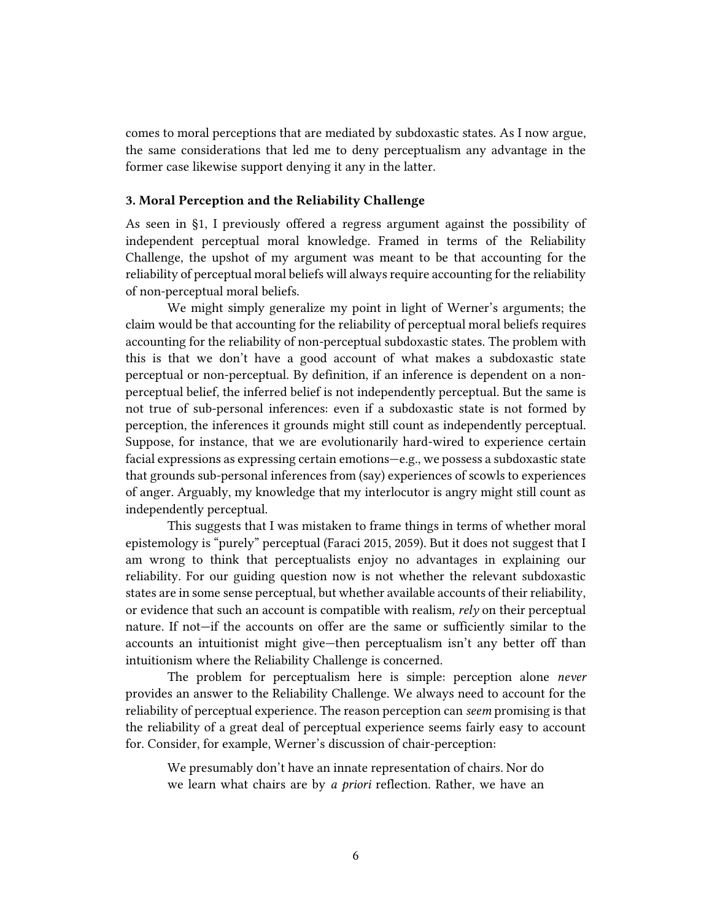comes to moral perceptions that are mediated by subdoxastic states. As I now argue, the same considerations that led me to deny perceptualism any advantage in the former case likewise support denying it any in the latter.

### 3. Moral Perception and the Reliability Challenge

As seen in §1, I previously offered a regress argument against the possibility of independent perceptual moral knowledge. Framed in terms of the Reliability Challenge, the upshot of my argument was meant to be that accounting for the reliability of perceptual moral beliefs will always require accounting for the reliability of non-perceptual moral beliefs.

We might simply generalize my point in light of Werner's arguments; the claim would be that accounting for the reliability of perceptual moral beliefs requires accounting for the reliability of non-perceptual subdoxastic states. The problem with this is that we don't have a good account of what makes a subdoxastic state perceptual or non-perceptual. By definition, if an inference is dependent on a non-perceptual belief, the inferred belief is not independently perceptual. But the same is not true of sub-personal inferences: even if a subdoxastic state is not formed by perception, the inferences it grounds might still count as independently perceptual. Suppose, for instance, that we are evolutionarily hard-wired to experience certain facial expressions as expressing certain emotions—e.g., we possess a subdoxastic state that grounds sub-personal inferences from (say) experiences of scowls to experiences of anger. Arguably, my knowledge that my interlocutor is angry might still count as independently perceptual.

This suggests that I was mistaken to frame things in terms of whether moral epistemology is "purely" perceptual (Faraci 2015, 2059). But it does not suggest that I am wrong to think that perceptualists enjoy no advantages in explaining our reliability. For our guiding question now is not whether the relevant subdoxastic states are in some sense perceptual, but whether available accounts of their reliability, or evidence that such an account is compatible with realism, *rely* on their perceptual nature. If not—if the accounts on offer are the same or sufficiently similar to the accounts an intuitionist might give—then perceptualism isn't any better off than intuitionism where the Reliability Challenge is concerned.

The problem for perceptualism here is simple: perception alone *never* provides an answer to the Reliability Challenge. We always need to account for the reliability of perceptual experience. The reason perception can *seem* promising is that the reliability of a great deal of perceptual experience seems fairly easy to account for. Consider, for example, Werner's discussion of chair-perception:

> We presumably don't have an innate representation of chairs. Nor do we learn what chairs are by *a priori* reflection. Rather, we have an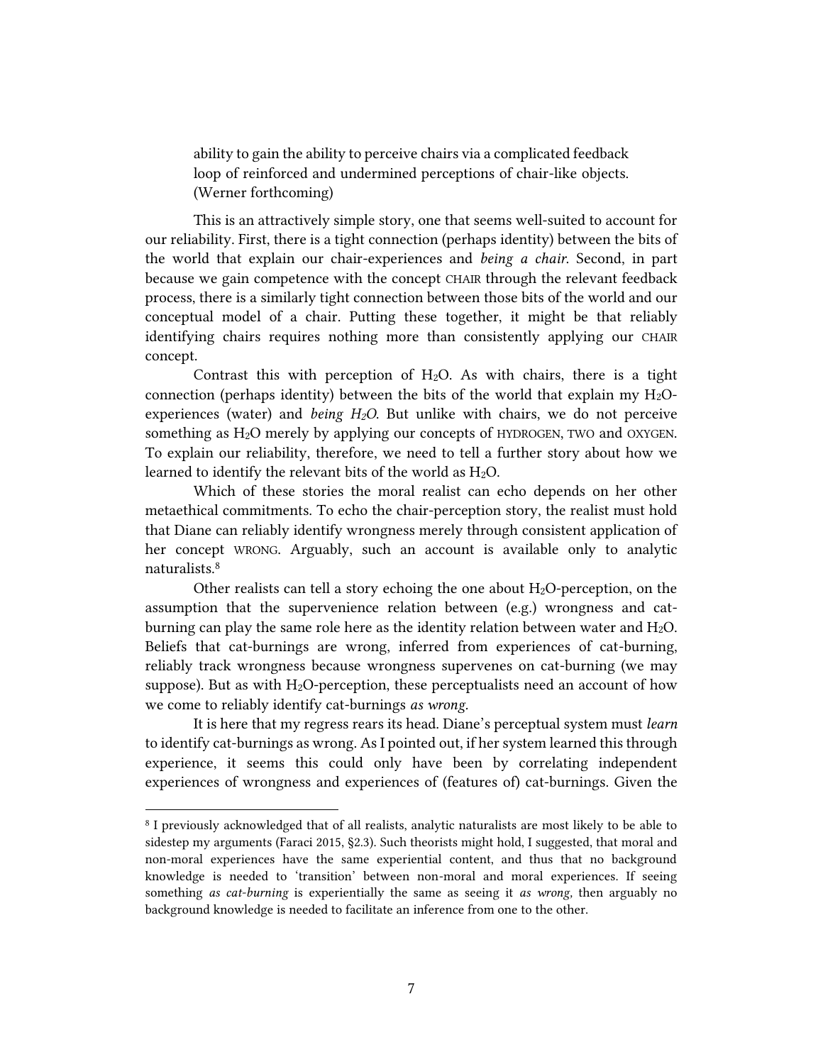> ability to gain the ability to perceive chairs via a complicated feedback loop of reinforced and undermined perceptions of chair-like objects. (Werner forthcoming)

This is an attractively simple story, one that seems well-suited to account for our reliability. First, there is a tight connection (perhaps identity) between the bits of the world that explain our chair-experiences and *being a chair*. Second, in part because we gain competence with the concept CHAIR through the relevant feedback process, there is a similarly tight connection between those bits of the world and our conceptual model of a chair. Putting these together, it might be that reliably identifying chairs requires nothing more than consistently applying our CHAIR concept.

Contrast this with perception of $H_2O$. As with chairs, there is a tight connection (perhaps identity) between the bits of the world that explain my $H_2O$-experiences (water) and *being $H_2O$*. But unlike with chairs, we do not perceive something as $H_2O$ merely by applying our concepts of HYDROGEN, TWO and OXYGEN. To explain our reliability, therefore, we need to tell a further story about how we learned to identify the relevant bits of the world as $H_2O$.

Which of these stories the moral realist can echo depends on her other metaethical commitments. To echo the chair-perception story, the realist must hold that Diane can reliably identify wrongness merely through consistent application of her concept WRONG. Arguably, such an account is available only to analytic naturalists.[8]

Other realists can tell a story echoing the one about $H_2O$-perception, on the assumption that the supervenience relation between (e.g.) wrongness and cat-burning can play the same role here as the identity relation between water and $H_2O$. Beliefs that cat-burnings are wrong, inferred from experiences of cat-burning, reliably track wrongness because wrongness supervenes on cat-burning (we may suppose). But as with $H_2O$-perception, these perceptualists need an account of how we come to reliably identify cat-burnings *as wrong*.

It is here that my regress rears its head. Diane's perceptual system must *learn* to identify cat-burnings as wrong. As I pointed out, if her system learned this through experience, it seems this could only have been by correlating independent experiences of wrongness and experiences of (features of) cat-burnings. Given the

---

[8] I previously acknowledged that of all realists, analytic naturalists are most likely to be able to sidestep my arguments (Faraci 2015, §2.3). Such theorists might hold, I suggested, that moral and non-moral experiences have the same experiential content, and thus that no background knowledge is needed to 'transition' between non-moral and moral experiences. If seeing something *as cat-burning* is experientially the same as seeing it *as wrong*, then arguably no background knowledge is needed to facilitate an inference from one to the other.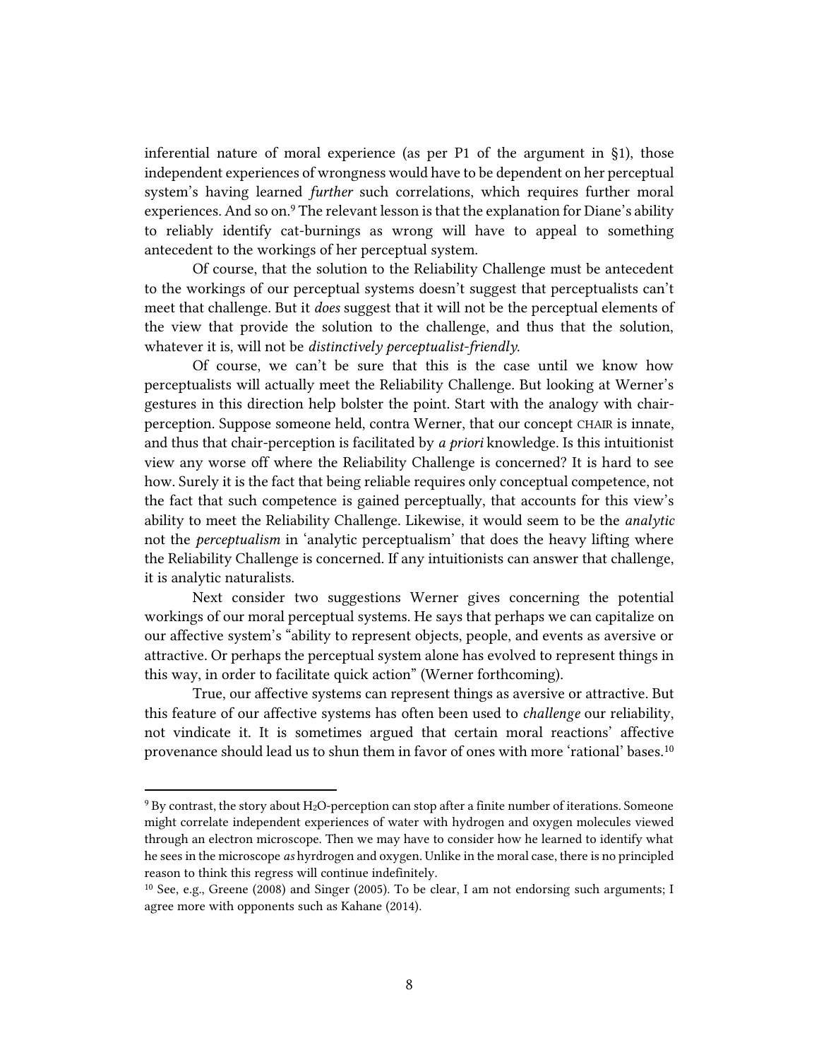inferential nature of moral experience (as per P1 of the argument in §1), those independent experiences of wrongness would have to be dependent on her perceptual system's having learned *further* such correlations, which requires further moral experiences. And so on.[9] The relevant lesson is that the explanation for Diane's ability to reliably identify cat-burnings as wrong will have to appeal to something antecedent to the workings of her perceptual system.

Of course, that the solution to the Reliability Challenge must be antecedent to the workings of our perceptual systems doesn't suggest that perceptualists can't meet that challenge. But it *does* suggest that it will not be the perceptual elements of the view that provide the solution to the challenge, and thus that the solution, whatever it is, will not be *distinctively perceptualist-friendly*.

Of course, we can't be sure that this is the case until we know how perceptualists will actually meet the Reliability Challenge. But looking at Werner's gestures in this direction help bolster the point. Start with the analogy with chair-perception. Suppose someone held, contra Werner, that our concept CHAIR is innate, and thus that chair-perception is facilitated by *a priori* knowledge. Is this intuitionist view any worse off where the Reliability Challenge is concerned? It is hard to see how. Surely it is the fact that being reliable requires only conceptual competence, not the fact that such competence is gained perceptually, that accounts for this view's ability to meet the Reliability Challenge. Likewise, it would seem to be the *analytic* not the *perceptualism* in 'analytic perceptualism' that does the heavy lifting where the Reliability Challenge is concerned. If any intuitionists can answer that challenge, it is analytic naturalists.

Next consider two suggestions Werner gives concerning the potential workings of our moral perceptual systems. He says that perhaps we can capitalize on our affective system's "ability to represent objects, people, and events as aversive or attractive. Or perhaps the perceptual system alone has evolved to represent things in this way, in order to facilitate quick action" (Werner forthcoming).

True, our affective systems can represent things as aversive or attractive. But this feature of our affective systems has often been used to *challenge* our reliability, not vindicate it. It is sometimes argued that certain moral reactions' affective provenance should lead us to shun them in favor of ones with more 'rational' bases.[10]

---

[9] By contrast, the story about $H_2O$-perception can stop after a finite number of iterations. Someone might correlate independent experiences of water with hydrogen and oxygen molecules viewed through an electron microscope. Then we may have to consider how he learned to identify what he sees in the microscope *as* hyrdrogen and oxygen. Unlike in the moral case, there is no principled reason to think this regress will continue indefinitely.

[10] See, e.g., Greene (2008) and Singer (2005). To be clear, I am not endorsing such arguments; I agree more with opponents such as Kahane (2014).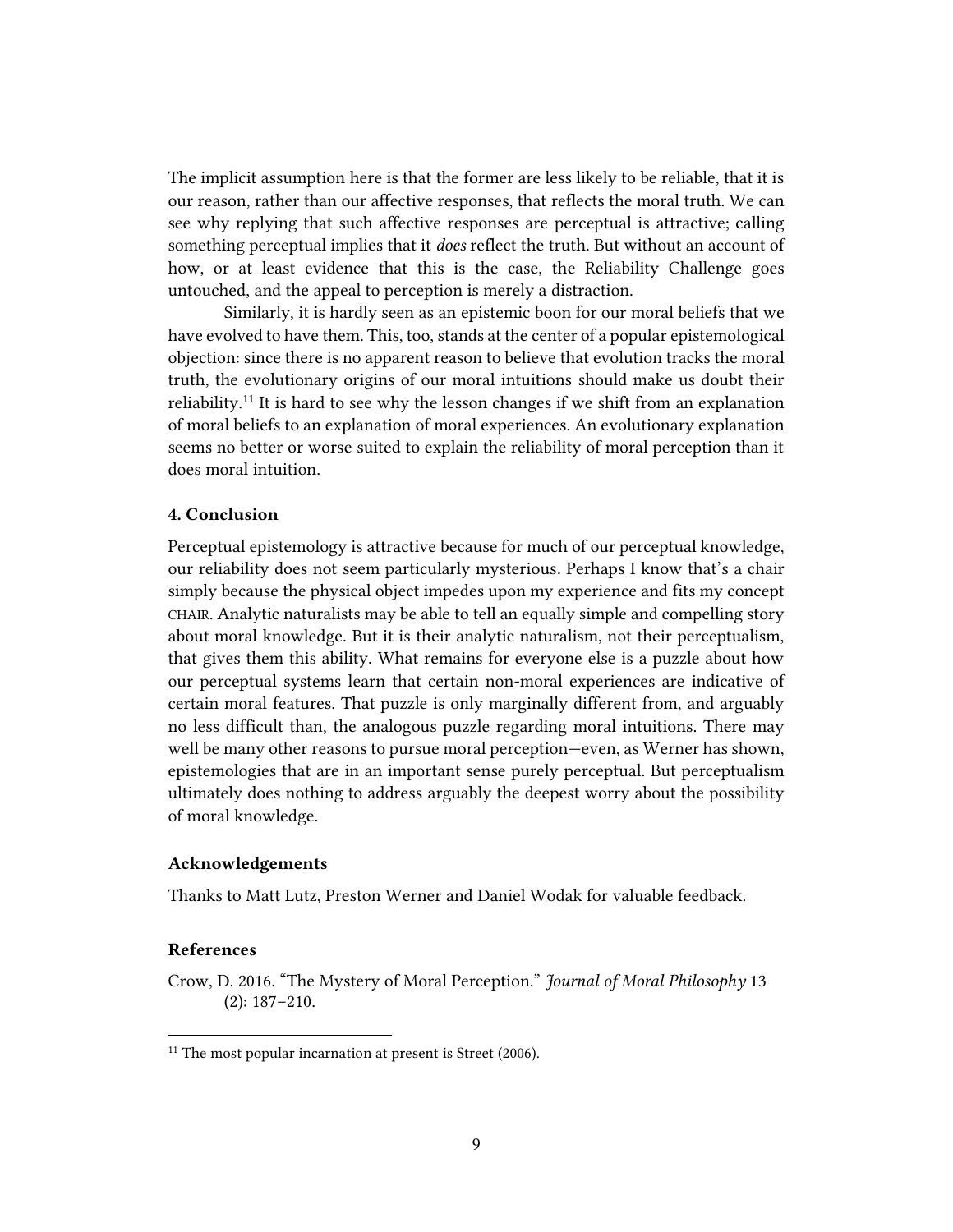The implicit assumption here is that the former are less likely to be reliable, that it is our reason, rather than our affective responses, that reflects the moral truth. We can see why replying that such affective responses are perceptual is attractive; calling something perceptual implies that it *does* reflect the truth. But without an account of how, or at least evidence that this is the case, the Reliability Challenge goes untouched, and the appeal to perception is merely a distraction.

Similarly, it is hardly seen as an epistemic boon for our moral beliefs that we have evolved to have them. This, too, stands at the center of a popular epistemological objection: since there is no apparent reason to believe that evolution tracks the moral truth, the evolutionary origins of our moral intuitions should make us doubt their reliability.[11] It is hard to see why the lesson changes if we shift from an explanation of moral beliefs to an explanation of moral experiences. An evolutionary explanation seems no better or worse suited to explain the reliability of moral perception than it does moral intuition.

### 4. Conclusion

Perceptual epistemology is attractive because for much of our perceptual knowledge, our reliability does not seem particularly mysterious. Perhaps I know that's a chair simply because the physical object impedes upon my experience and fits my concept CHAIR. Analytic naturalists may be able to tell an equally simple and compelling story about moral knowledge. But it is their analytic naturalism, not their perceptualism, that gives them this ability. What remains for everyone else is a puzzle about how our perceptual systems learn that certain non-moral experiences are indicative of certain moral features. That puzzle is only marginally different from, and arguably no less difficult than, the analogous puzzle regarding moral intuitions. There may well be many other reasons to pursue moral perception—even, as Werner has shown, epistemologies that are in an important sense purely perceptual. But perceptualism ultimately does nothing to address arguably the deepest worry about the possibility of moral knowledge.

### Acknowledgements

Thanks to Matt Lutz, Preston Werner and Daniel Wodak for valuable feedback.

### References

Crow, D. 2016. "The Mystery of Moral Perception." *Journal of Moral Philosophy* 13 (2): 187–210.

[11] The most popular incarnation at present is Street (2006).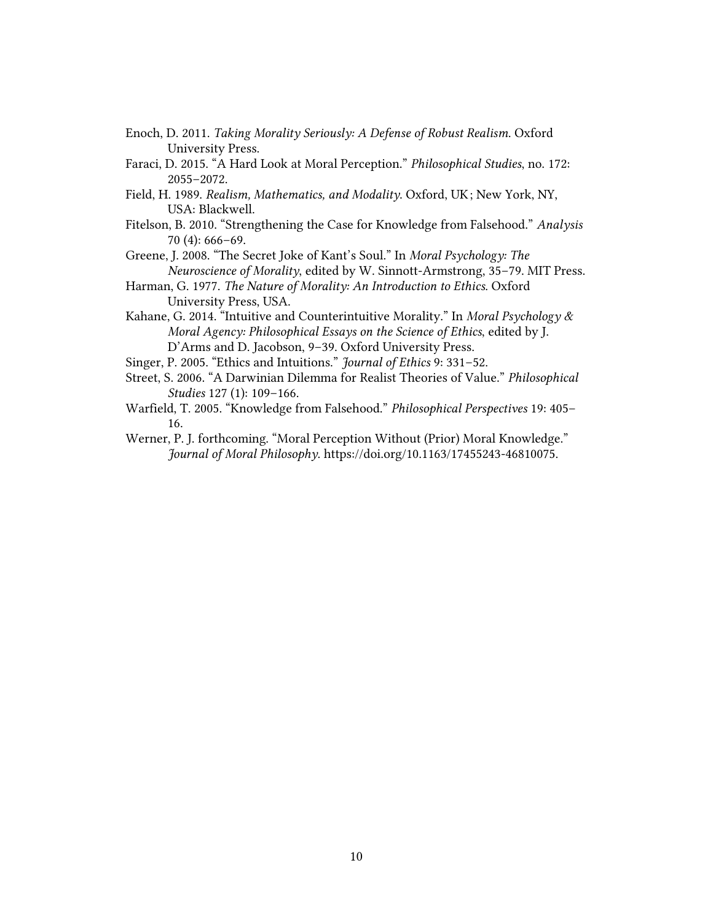Enoch, D. 2011. *Taking Morality Seriously: A Defense of Robust Realism*. Oxford University Press.

Faraci, D. 2015. "A Hard Look at Moral Perception." *Philosophical Studies*, no. 172: 2055–2072.

Field, H. 1989. *Realism, Mathematics, and Modality*. Oxford, UK ; New York, NY, USA: Blackwell.

Fitelson, B. 2010. "Strengthening the Case for Knowledge from Falsehood." *Analysis* 70 (4): 666–69.

Greene, J. 2008. "The Secret Joke of Kant's Soul." In *Moral Psychology: The Neuroscience of Morality*, edited by W. Sinnott-Armstrong, 35–79. MIT Press.

Harman, G. 1977. *The Nature of Morality: An Introduction to Ethics*. Oxford University Press, USA.

Kahane, G. 2014. "Intuitive and Counterintuitive Morality." In *Moral Psychology & Moral Agency: Philosophical Essays on the Science of Ethics*, edited by J. D'Arms and D. Jacobson, 9–39. Oxford University Press.

Singer, P. 2005. "Ethics and Intuitions." *Journal of Ethics* 9: 331–52.

Street, S. 2006. "A Darwinian Dilemma for Realist Theories of Value." *Philosophical Studies* 127 (1): 109–166.

Warfield, T. 2005. "Knowledge from Falsehood." *Philosophical Perspectives* 19: 405–16.

Werner, P. J. forthcoming. "Moral Perception Without (Prior) Moral Knowledge." *Journal of Moral Philosophy*. https://doi.org/10.1163/17455243-46810075.